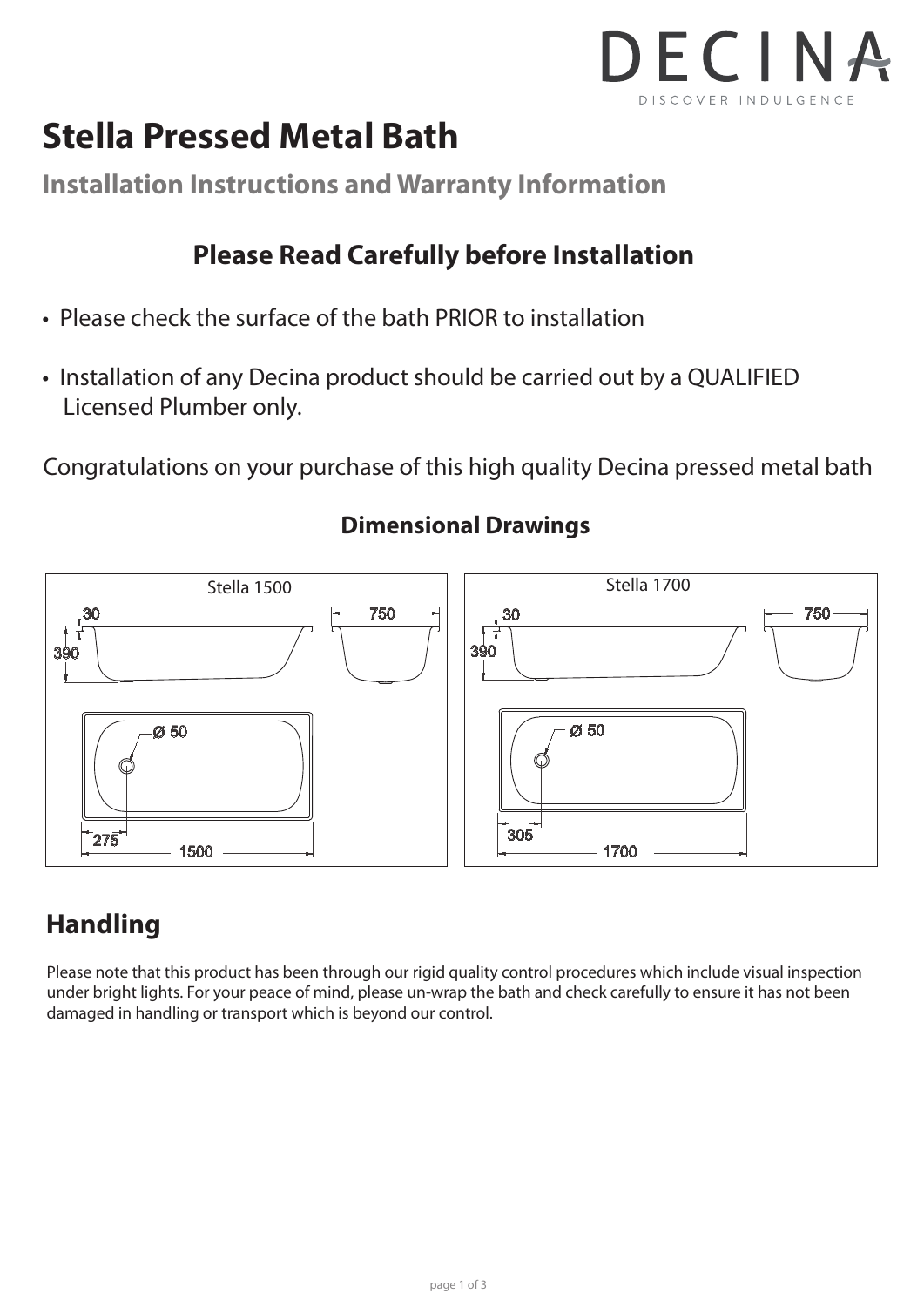DECINA

DISCOVER INDULGENCE

# Stella Pressed Metal Bath

## Installation Instructions and Warranty Information

### Please Read Carefully before Installation

- Please check the surface of the bath PRIOR to installation
- Installation of any Decina product should be carried out by a QUALIFIED Licensed Plumber only.

Congratulations on your purchase of this high quality Decina pressed metal bath

### Dimensional Drawings

Stella 1500

30, 390, 750, Ø 50, 275, 1500

Stella 1700

30, 390, 750, Ø 50, 305, 1700

## Handling

Please note that this product has been through our rigid quality control procedures which include visual inspection under bright lights. For your peace of mind, please un-wrap the bath and check carefully to ensure it has not been damaged in handling or transport which is beyond our control.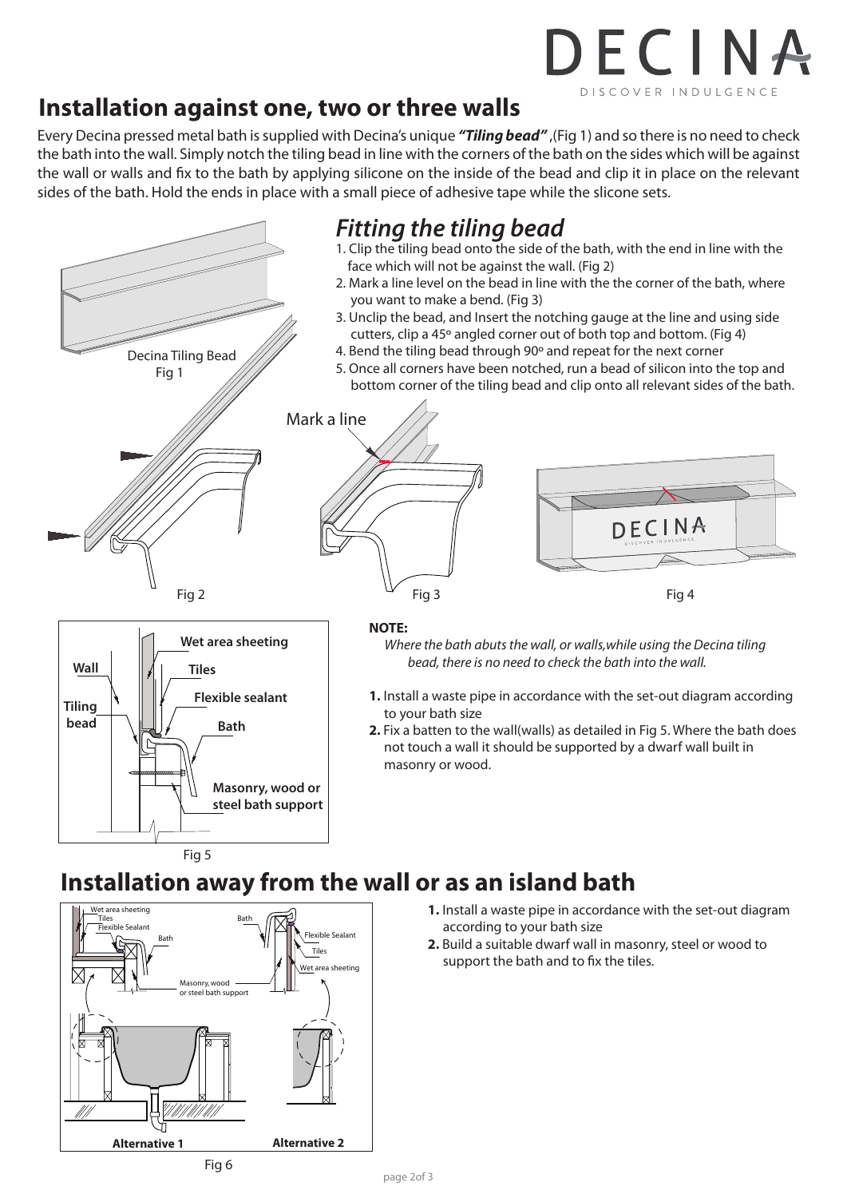## Installation against one, two or three walls

Every Decina pressed metal bath is supplied with Decina's unique ***"Tiling bead"*** ,(Fig 1) and so there is no need to check the bath into the wall. Simply notch the tiling bead in line with the corners of the bath on the sides which will be against the wall or walls and fix to the bath by applying silicone on the inside of the bead and clip it in place on the relevant sides of the bath. Hold the ends in place with a small piece of adhesive tape while the slicone sets.

Decina Tiling Bead
Fig 1

### *Fitting the tiling bead*

1. Clip the tiling bead onto the side of the bath, with the end in line with the face which will not be against the wall. (Fig 2)
2. Mark a line level on the bead in line with the the corner of the bath, where you want to make a bend. (Fig 3)
3. Unclip the bead, and Insert the notching gauge at the line and using side cutters, clip a 45º angled corner out of both top and bottom. (Fig 4)
4. Bend the tiling bead through 90º and repeat for the next corner
5. Once all corners have been notched, run a bead of silicon into the top and bottom corner of the tiling bead and clip onto all relevant sides of the bath.

Fig 2

Mark a line

Fig 3

Fig 4

Wall, Tiling bead, Wet area sheeting, Tiles, Flexible sealant, Bath, Masonry, wood or steel bath support

Fig 5

**NOTE:**

*Where the bath abuts the wall, or walls,while using the Decina tiling bead, there is no need to check the bath into the wall.*

1. Install a waste pipe in accordance with the set-out diagram according to your bath size
2. Fix a batten to the wall(walls) as detailed in Fig 5. Where the bath does not touch a wall it should be supported by a dwarf wall built in masonry or wood.

## Installation away from the wall or as an island bath

Wet area sheeting, Tiles, Flexible Sealant, Bath, Masonry, wood or steel bath support

Alternative 1 | Alternative 2

Fig 6

1. Install a waste pipe in accordance with the set-out diagram according to your bath size
2. Build a suitable dwarf wall in masonry, steel or wood to support the bath and to fix the tiles.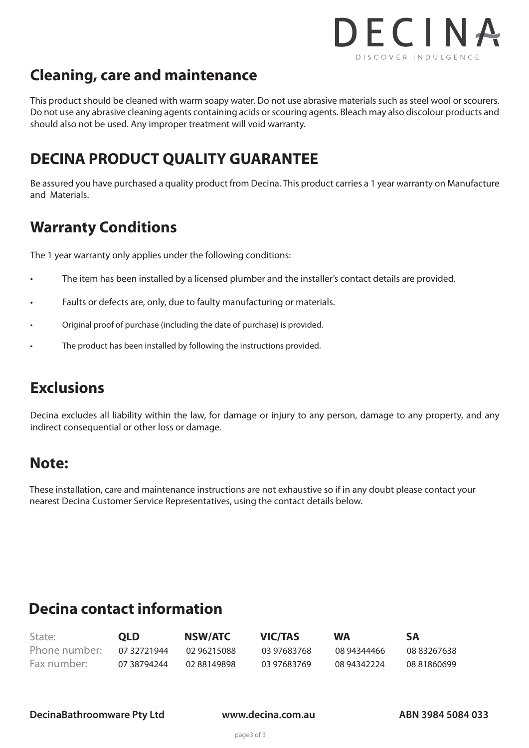DECINA

DISCOVER INDULGENCE

## Cleaning, care and maintenance

This product should be cleaned with warm soapy water. Do not use abrasive materials such as steel wool or scourers. Do not use any abrasive cleaning agents containing acids or scouring agents. Bleach may also discolour products and should also not be used. Any improper treatment will void warranty.

## DECINA PRODUCT QUALITY GUARANTEE

Be assured you have purchased a quality product from Decina. This product carries a 1 year warranty on Manufacture and Materials.

## Warranty Conditions

The 1 year warranty only applies under the following conditions:

- The item has been installed by a licensed plumber and the installer's contact details are provided.
- Faults or defects are, only, due to faulty manufacturing or materials.
- Original proof of purchase (including the date of purchase) is provided.
- The product has been installed by following the instructions provided.

## Exclusions

Decina excludes all liability within the law, for damage or injury to any person, damage to any property, and any indirect consequential or other loss or damage.

## Note:

These installation, care and maintenance instructions are not exhaustive so if in any doubt please contact your nearest Decina Customer Service Representatives, using the contact details below.

## Decina contact information

| State: | QLD | NSW/ATC | VIC/TAS | WA | SA |
|---|---|---|---|---|---|
| Phone number: | 07 32721944 | 02 96215088 | 03 97683768 | 08 94344466 | 08 83267638 |
| Fax number: | 07 38794244 | 02 88149898 | 03 97683769 | 08 94342224 | 08 81860699 |

**DecinaBathroomware Pty Ltd** **www.decina.com.au** **ABN 3984 5084 033**